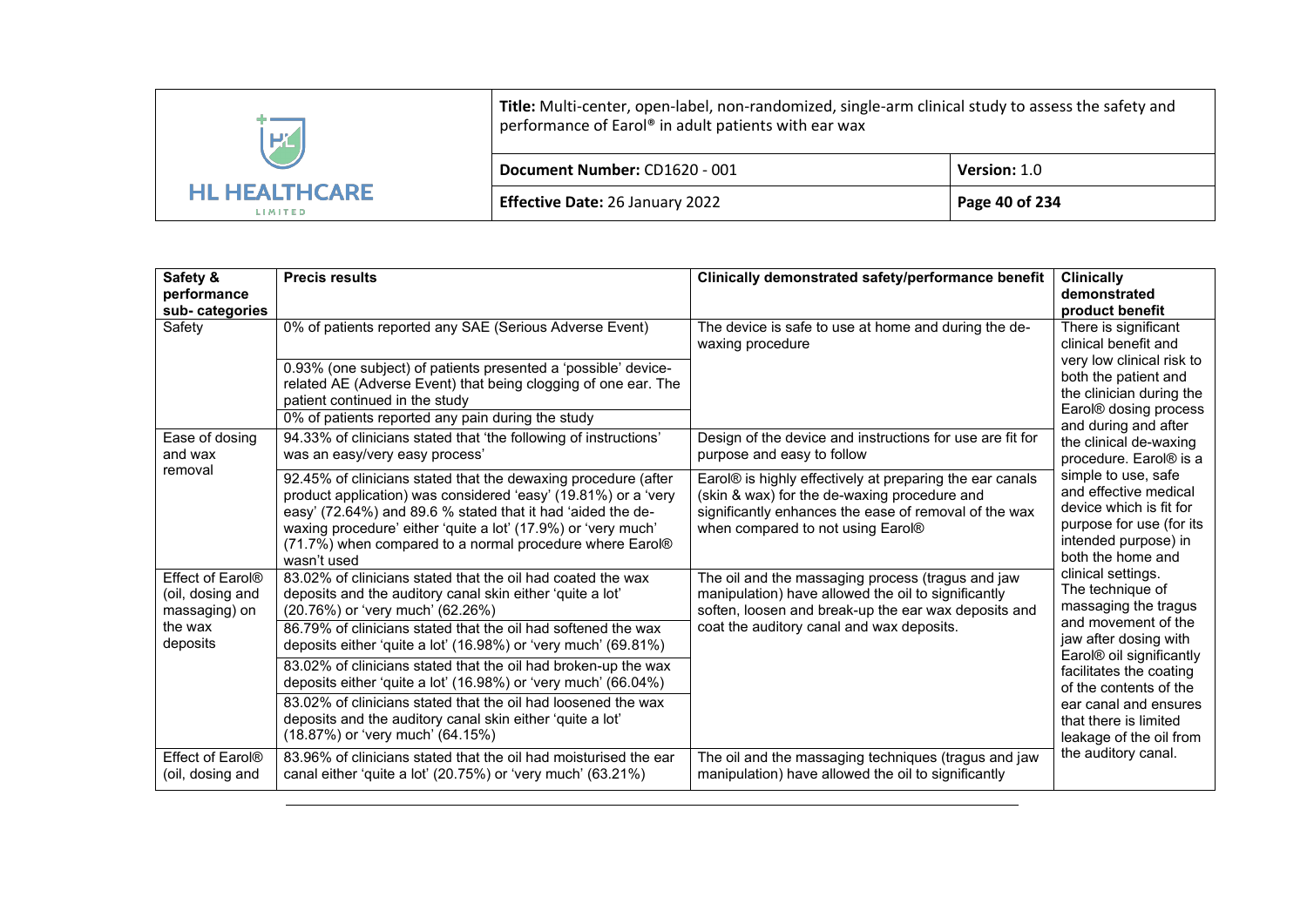| Safety & performance sub- categories | Precis results | Clinically demonstrated safety/performance benefit | Clinically demonstrated product benefit |
|---|---|---|---|
| Safety | 0% of patients reported any SAE (Serious Adverse Event) | The device is safe to use at home and during the de-waxing procedure | There is significant clinical benefit and very low clinical risk to both the patient and the clinician during the Earol® dosing process and during and after the clinical de-waxing procedure. Earol® is a simple to use, safe and effective medical device which is fit for purpose for use (for its intended purpose) in both the home and clinical settings. The technique of massaging the tragus and movement of the jaw after dosing with Earol® oil significantly facilitates the coating of the contents of the ear canal and ensures that there is limited leakage of the oil from the auditory canal. |
| | 0.93% (one subject) of patients presented a 'possible' device-related AE (Adverse Event) that being clogging of one ear. The patient continued in the study | | |
| | 0% of patients reported any pain during the study | | |
| Ease of dosing and wax removal | 94.33% of clinicians stated that 'the following of instructions' was an easy/very easy process' | Design of the device and instructions for use are fit for purpose and easy to follow | |
| | 92.45% of clinicians stated that the dewaxing procedure (after product application) was considered 'easy' (19.81%) or a 'very easy' (72.64%) and 89.6 % stated that it had 'aided the de-waxing procedure' either 'quite a lot' (17.9%) or 'very much' (71.7%) when compared to a normal procedure where Earol® wasn't used | Earol® is highly effectively at preparing the ear canals (skin & wax) for the de-waxing procedure and significantly enhances the ease of removal of the wax when compared to not using Earol® | |
| Effect of Earol® (oil, dosing and massaging) on the wax deposits | 83.02% of clinicians stated that the oil had coated the wax deposits and the auditory canal skin either 'quite a lot' (20.76%) or 'very much' (62.26%) | The oil and the massaging process (tragus and jaw manipulation) have allowed the oil to significantly soften, loosen and break-up the ear wax deposits and coat the auditory canal and wax deposits. | |
| | 86.79% of clinicians stated that the oil had softened the wax deposits either 'quite a lot' (16.98%) or 'very much' (69.81%) | | |
| | 83.02% of clinicians stated that the oil had broken-up the wax deposits either 'quite a lot' (16.98%) or 'very much' (66.04%) | | |
| | 83.02% of clinicians stated that the oil had loosened the wax deposits and the auditory canal skin either 'quite a lot' (18.87%) or 'very much' (64.15%) | | |
| Effect of Earol® (oil, dosing and | 83.96% of clinicians stated that the oil had moisturised the ear canal either 'quite a lot' (20.75%) or 'very much' (63.21%) | The oil and the massaging techniques (tragus and jaw manipulation) have allowed the oil to significantly | |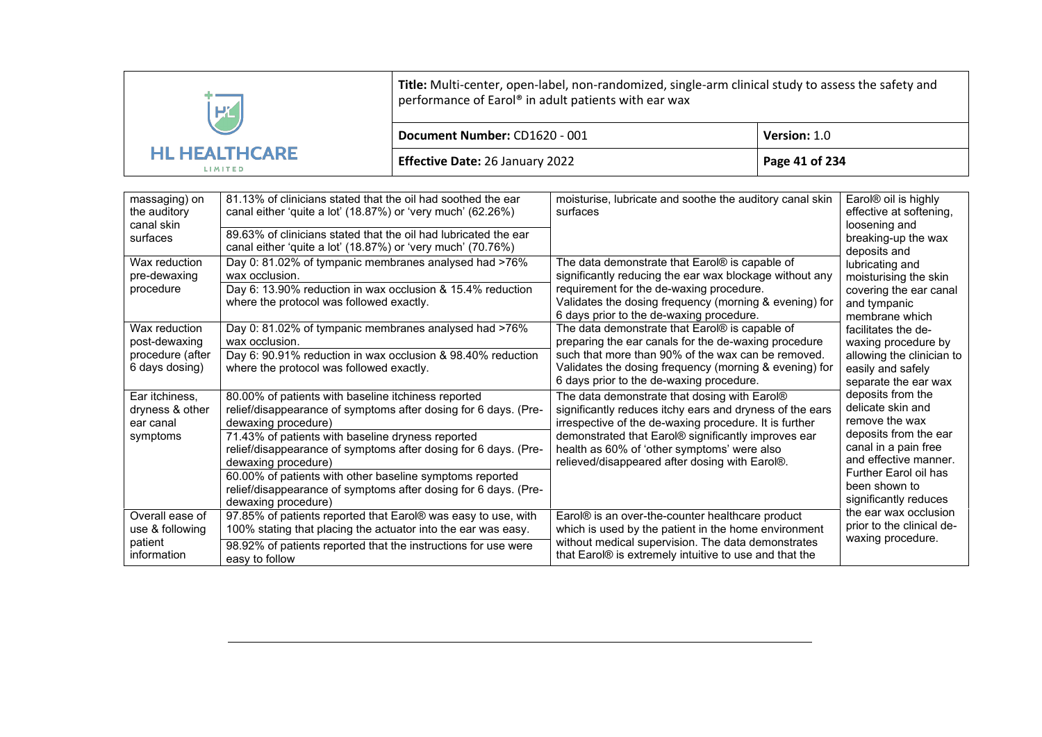| | | | |
|---|---|---|---|
| massaging) on the auditory canal skin surfaces | 81.13% of clinicians stated that the oil had soothed the ear canal either 'quite a lot' (18.87%) or 'very much' (62.26%)<br>89.63% of clinicians stated that the oil had lubricated the ear canal either 'quite a lot' (18.87%) or 'very much' (70.76%) | moisturise, lubricate and soothe the auditory canal skin surfaces | Earol® oil is highly effective at softening, loosening and breaking-up the wax deposits and lubricating and moisturising the skin covering the ear canal and tympanic membrane which facilitates the de-waxing procedure by allowing the clinician to easily and safely separate the ear wax deposits from the delicate skin and remove the wax deposits from the ear canal in a pain free and effective manner. Further Earol oil has been shown to significantly reduces the ear wax occlusion prior to the clinical de-waxing procedure. |
| Wax reduction pre-dewaxing procedure | Day 0: 81.02% of tympanic membranes analysed had >76% wax occlusion.<br>Day 6: 13.90% reduction in wax occlusion & 15.4% reduction where the protocol was followed exactly. | The data demonstrate that Earol® is capable of significantly reducing the ear wax blockage without any requirement for the de-waxing procedure.<br>Validates the dosing frequency (morning & evening) for 6 days prior to the de-waxing procedure. | |
| Wax reduction post-dewaxing procedure (after 6 days dosing) | Day 0: 81.02% of tympanic membranes analysed had >76% wax occlusion.<br>Day 6: 90.91% reduction in wax occlusion & 98.40% reduction where the protocol was followed exactly. | The data demonstrate that Earol® is capable of preparing the ear canals for the de-waxing procedure such that more than 90% of the wax can be removed.<br>Validates the dosing frequency (morning & evening) for 6 days prior to the de-waxing procedure. | |
| Ear itchiness, dryness & other ear canal symptoms | 80.00% of patients with baseline itchiness reported relief/disappearance of symptoms after dosing for 6 days. (Pre-dewaxing procedure)<br>71.43% of patients with baseline dryness reported relief/disappearance of symptoms after dosing for 6 days. (Pre-dewaxing procedure)<br>60.00% of patients with other baseline symptoms reported relief/disappearance of symptoms after dosing for 6 days. (Pre-dewaxing procedure) | The data demonstrate that dosing with Earol® significantly reduces itchy ears and dryness of the ears irrespective of the de-waxing procedure. It is further demonstrated that Earol® significantly improves ear health as 60% of 'other symptoms' were also relieved/disappeared after dosing with Earol®. | |
| Overall ease of use & following patient information | 97.85% of patients reported that Earol® was easy to use, with 100% stating that placing the actuator into the ear was easy.<br>98.92% of patients reported that the instructions for use were easy to follow | Earol® is an over-the-counter healthcare product which is used by the patient in the home environment without medical supervision. The data demonstrates that Earol® is extremely intuitive to use and that the | |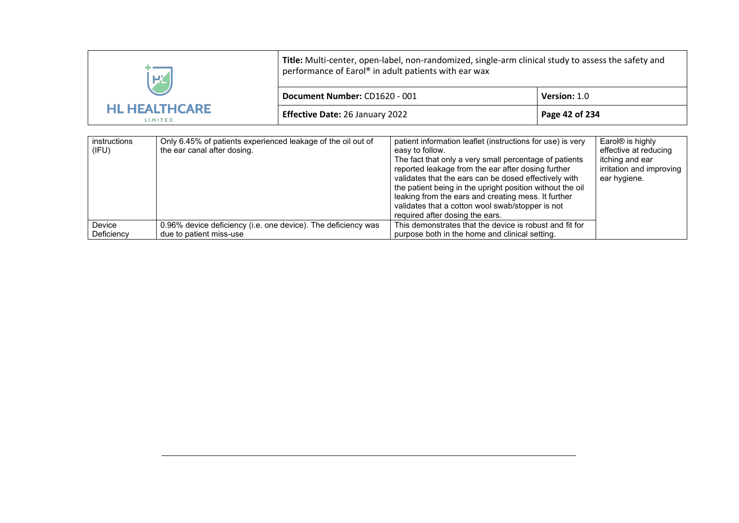| | | | |
|---|---|---|---|
| instructions (IFU) | Only 6.45% of patients experienced leakage of the oil out of the ear canal after dosing. | patient information leaflet (instructions for use) is very easy to follow.<br>The fact that only a very small percentage of patients reported leakage from the ear after dosing further validates that the ears can be dosed effectively with the patient being in the upright position without the oil leaking from the ears and creating mess. It further validates that a cotton wool swab/stopper is not required after dosing the ears. | Earol® is highly effective at reducing itching and ear irritation and improving ear hygiene. |
| Device Deficiency | 0.96% device deficiency (i.e. one device). The deficiency was due to patient miss-use | This demonstrates that the device is robust and fit for purpose both in the home and clinical setting. | |